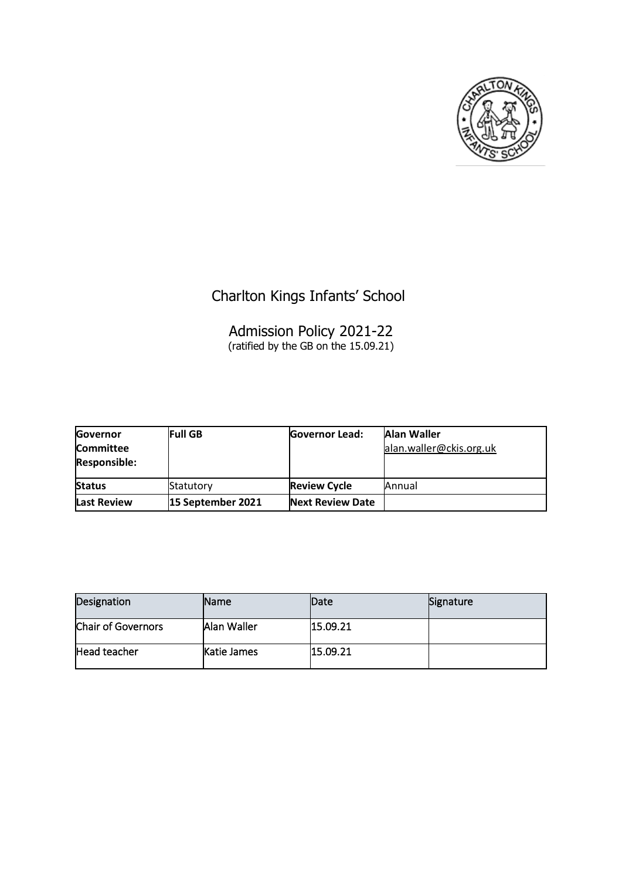# Charlton Kings Infants' School

## Admission Policy 2021-22

(ratified by the GB on the 15.09.21)

| **Governor Committee Responsible:** | **Full GB** | **Governor Lead:** | **Alan Waller** alan.waller@ckis.org.uk |
|---|---|---|---|
| **Status** | Statutory | **Review Cycle** | Annual |
| **Last Review** | **15 September 2021** | **Next Review Date** | |

| Designation | Name | Date | Signature |
|---|---|---|---|
| Chair of Governors | Alan Waller | 15.09.21 | |
| Head teacher | Katie James | 15.09.21 | |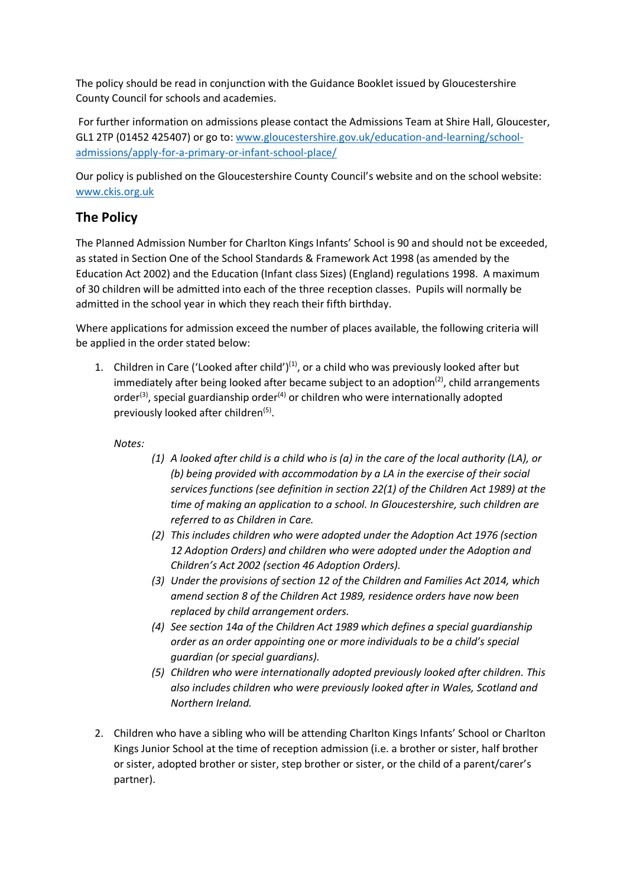The policy should be read in conjunction with the Guidance Booklet issued by Gloucestershire County Council for schools and academies.

For further information on admissions please contact the Admissions Team at Shire Hall, Gloucester, GL1 2TP (01452 425407) or go to: [www.gloucestershire.gov.uk/education-and-learning/school-admissions/apply-for-a-primary-or-infant-school-place/](www.gloucestershire.gov.uk/education-and-learning/school-admissions/apply-for-a-primary-or-infant-school-place/)

Our policy is published on the Gloucestershire County Council's website and on the school website: [www.ckis.org.uk](www.ckis.org.uk)

## The Policy

The Planned Admission Number for Charlton Kings Infants' School is 90 and should not be exceeded, as stated in Section One of the School Standards & Framework Act 1998 (as amended by the Education Act 2002) and the Education (Infant class Sizes) (England) regulations 1998. A maximum of 30 children will be admitted into each of the three reception classes. Pupils will normally be admitted in the school year in which they reach their fifth birthday.

Where applications for admission exceed the number of places available, the following criteria will be applied in the order stated below:

1. Children in Care ('Looked after child')(1), or a child who was previously looked after but immediately after being looked after became subject to an adoption(2), child arrangements order(3), special guardianship order(4) or children who were internationally adopted previously looked after children(5).

   *Notes:*

   *(1) A looked after child is a child who is (a) in the care of the local authority (LA), or (b) being provided with accommodation by a LA in the exercise of their social services functions (see definition in section 22(1) of the Children Act 1989) at the time of making an application to a school. In Gloucestershire, such children are referred to as Children in Care.*

   *(2) This includes children who were adopted under the Adoption Act 1976 (section 12 Adoption Orders) and children who were adopted under the Adoption and Children's Act 2002 (section 46 Adoption Orders).*

   *(3) Under the provisions of section 12 of the Children and Families Act 2014, which amend section 8 of the Children Act 1989, residence orders have now been replaced by child arrangement orders.*

   *(4) See section 14a of the Children Act 1989 which defines a special guardianship order as an order appointing one or more individuals to be a child's special guardian (or special guardians).*

   *(5) Children who were internationally adopted previously looked after children. This also includes children who were previously looked after in Wales, Scotland and Northern Ireland.*

2. Children who have a sibling who will be attending Charlton Kings Infants' School or Charlton Kings Junior School at the time of reception admission (i.e. a brother or sister, half brother or sister, adopted brother or sister, step brother or sister, or the child of a parent/carer's partner).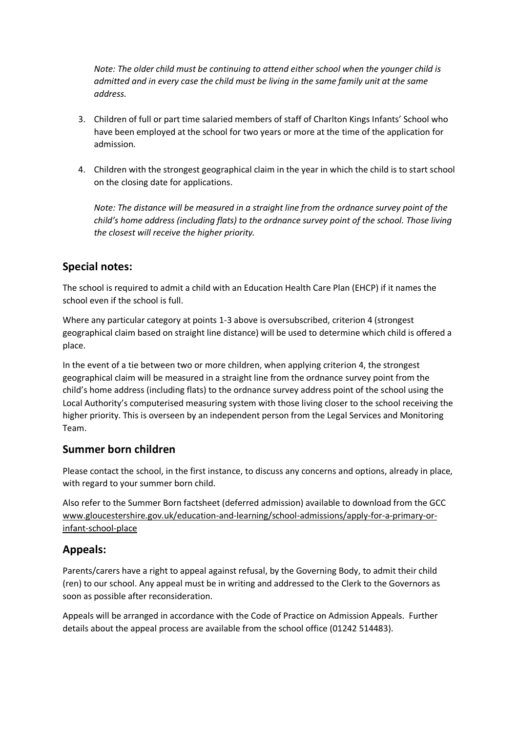*Note: The older child must be continuing to attend either school when the younger child is admitted and in every case the child must be living in the same family unit at the same address.*

3. Children of full or part time salaried members of staff of Charlton Kings Infants' School who have been employed at the school for two years or more at the time of the application for admission.

4. Children with the strongest geographical claim in the year in which the child is to start school on the closing date for applications.

   *Note: The distance will be measured in a straight line from the ordnance survey point of the child's home address (including flats) to the ordnance survey point of the school. Those living the closest will receive the higher priority.*

## Special notes:

The school is required to admit a child with an Education Health Care Plan (EHCP) if it names the school even if the school is full.

Where any particular category at points 1-3 above is oversubscribed, criterion 4 (strongest geographical claim based on straight line distance) will be used to determine which child is offered a place.

In the event of a tie between two or more children, when applying criterion 4, the strongest geographical claim will be measured in a straight line from the ordnance survey point from the child's home address (including flats) to the ordnance survey address point of the school using the Local Authority's computerised measuring system with those living closer to the school receiving the higher priority. This is overseen by an independent person from the Legal Services and Monitoring Team.

## Summer born children

Please contact the school, in the first instance, to discuss any concerns and options, already in place, with regard to your summer born child.

Also refer to the Summer Born factsheet (deferred admission) available to download from the GCC www.gloucestershire.gov.uk/education-and-learning/school-admissions/apply-for-a-primary-or-infant-school-place

## Appeals:

Parents/carers have a right to appeal against refusal, by the Governing Body, to admit their child (ren) to our school. Any appeal must be in writing and addressed to the Clerk to the Governors as soon as possible after reconsideration.

Appeals will be arranged in accordance with the Code of Practice on Admission Appeals. Further details about the appeal process are available from the school office (01242 514483).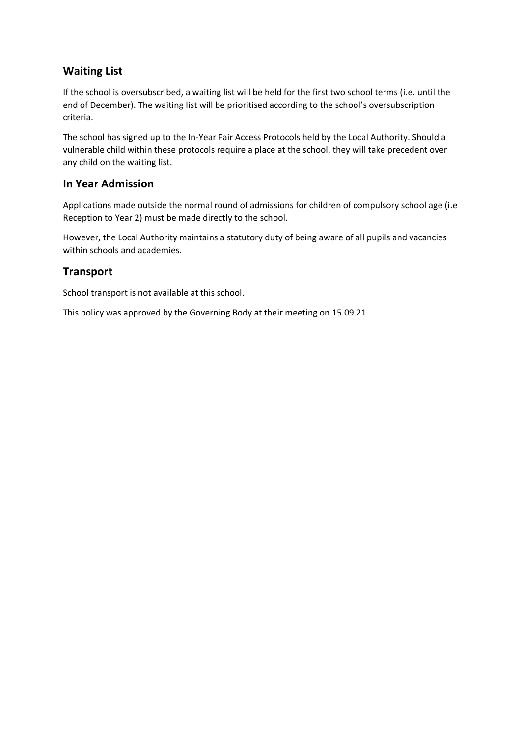## Waiting List

If the school is oversubscribed, a waiting list will be held for the first two school terms (i.e. until the end of December). The waiting list will be prioritised according to the school's oversubscription criteria.

The school has signed up to the In-Year Fair Access Protocols held by the Local Authority. Should a vulnerable child within these protocols require a place at the school, they will take precedent over any child on the waiting list.

## In Year Admission

Applications made outside the normal round of admissions for children of compulsory school age (i.e Reception to Year 2) must be made directly to the school.

However, the Local Authority maintains a statutory duty of being aware of all pupils and vacancies within schools and academies.

## Transport

School transport is not available at this school.

This policy was approved by the Governing Body at their meeting on 15.09.21